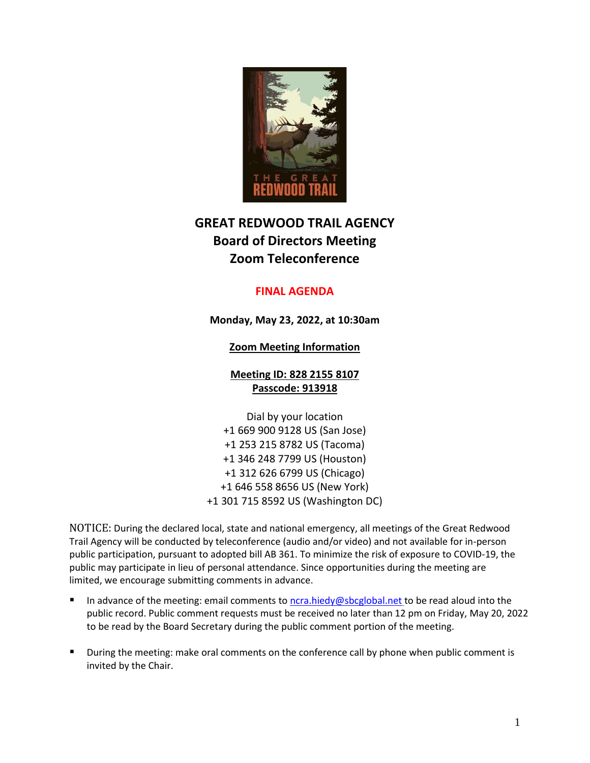# GREAT REDWOOD TRAIL AGENCY
## Board of Directors Meeting
## Zoom Teleconference

**FINAL AGENDA**

**Monday, May 23, 2022, at 10:30am**

**Zoom Meeting Information**

**Meeting ID: 828 2155 8107**
**Passcode: 913918**

Dial by your location
+1 669 900 9128 US (San Jose)
+1 253 215 8782 US (Tacoma)
+1 346 248 7799 US (Houston)
+1 312 626 6799 US (Chicago)
+1 646 558 8656 US (New York)
+1 301 715 8592 US (Washington DC)

NOTICE: During the declared local, state and national emergency, all meetings of the Great Redwood Trail Agency will be conducted by teleconference (audio and/or video) and not available for in-person public participation, pursuant to adopted bill AB 361. To minimize the risk of exposure to COVID-19, the public may participate in lieu of personal attendance. Since opportunities during the meeting are limited, we encourage submitting comments in advance.

- In advance of the meeting: email comments to ncra.hiedy@sbcglobal.net to be read aloud into the public record. Public comment requests must be received no later than 12 pm on Friday, May 20, 2022 to be read by the Board Secretary during the public comment portion of the meeting.
- During the meeting: make oral comments on the conference call by phone when public comment is invited by the Chair.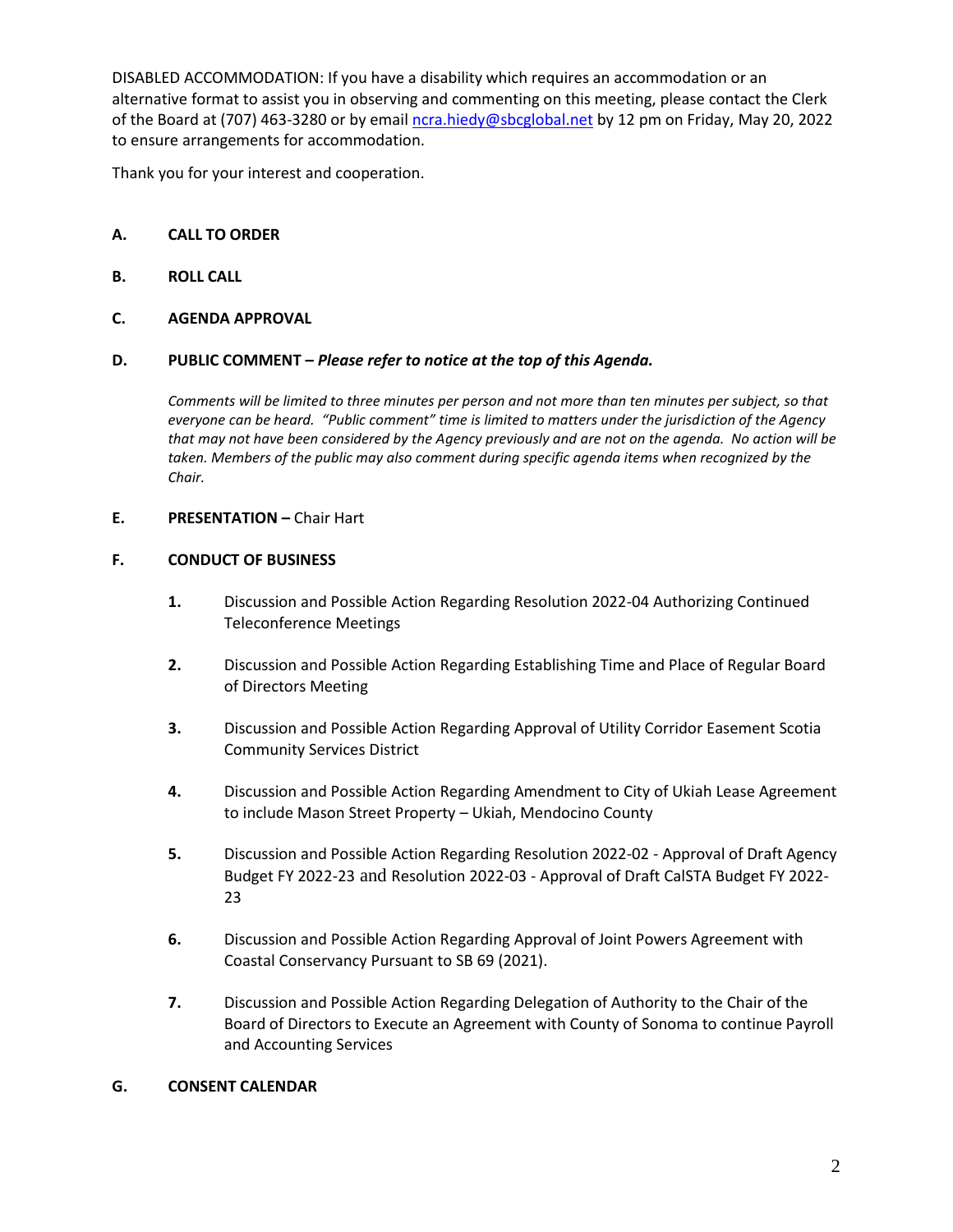DISABLED ACCOMMODATION: If you have a disability which requires an accommodation or an alternative format to assist you in observing and commenting on this meeting, please contact the Clerk of the Board at (707) 463-3280 or by email ncra.hiedy@sbcglobal.net by 12 pm on Friday, May 20, 2022 to ensure arrangements for accommodation.

Thank you for your interest and cooperation.

**A. CALL TO ORDER**

**B. ROLL CALL**

**C. AGENDA APPROVAL**

**D. PUBLIC COMMENT –** ***Please refer to notice at the top of this Agenda.***

*Comments will be limited to three minutes per person and not more than ten minutes per subject, so that everyone can be heard. "Public comment" time is limited to matters under the jurisdiction of the Agency that may not have been considered by the Agency previously and are not on the agenda. No action will be taken. Members of the public may also comment during specific agenda items when recognized by the Chair.*

**E. PRESENTATION –** Chair Hart

**F. CONDUCT OF BUSINESS**

1. Discussion and Possible Action Regarding Resolution 2022-04 Authorizing Continued Teleconference Meetings

2. Discussion and Possible Action Regarding Establishing Time and Place of Regular Board of Directors Meeting

3. Discussion and Possible Action Regarding Approval of Utility Corridor Easement Scotia Community Services District

4. Discussion and Possible Action Regarding Amendment to City of Ukiah Lease Agreement to include Mason Street Property – Ukiah, Mendocino County

5. Discussion and Possible Action Regarding Resolution 2022-02 - Approval of Draft Agency Budget FY 2022-23 and Resolution 2022-03 - Approval of Draft CalSTA Budget FY 2022-23

6. Discussion and Possible Action Regarding Approval of Joint Powers Agreement with Coastal Conservancy Pursuant to SB 69 (2021).

7. Discussion and Possible Action Regarding Delegation of Authority to the Chair of the Board of Directors to Execute an Agreement with County of Sonoma to continue Payroll and Accounting Services

**G. CONSENT CALENDAR**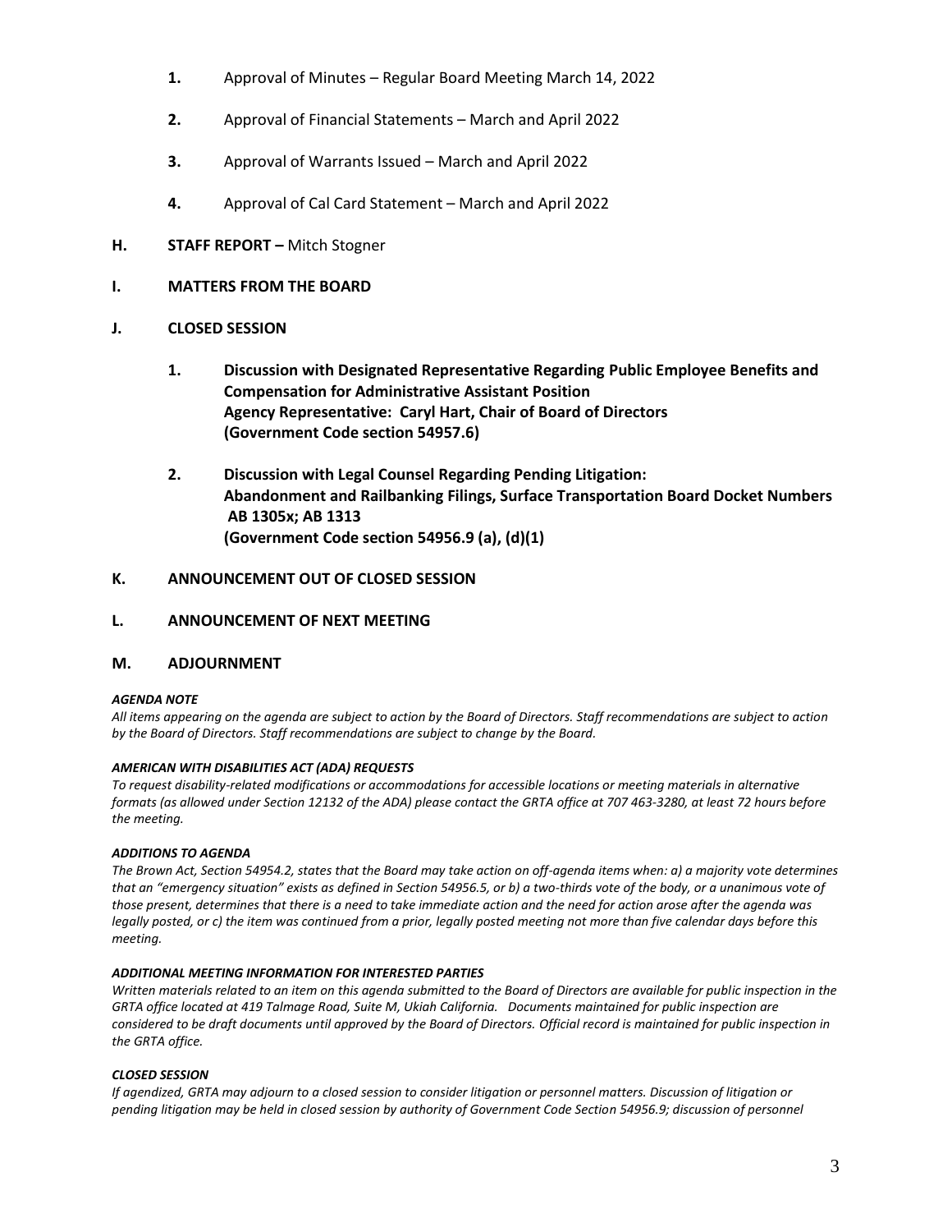1. Approval of Minutes – Regular Board Meeting March 14, 2022

2. Approval of Financial Statements – March and April 2022

3. Approval of Warrants Issued – March and April 2022

4. Approval of Cal Card Statement – March and April 2022

**H. STAFF REPORT –** Mitch Stogner

**I. MATTERS FROM THE BOARD**

**J. CLOSED SESSION**

1. **Discussion with Designated Representative Regarding Public Employee Benefits and Compensation for Administrative Assistant Position**
   **Agency Representative: Caryl Hart, Chair of Board of Directors**
   **(Government Code section 54957.6)**

2. **Discussion with Legal Counsel Regarding Pending Litigation:**
   **Abandonment and Railbanking Filings, Surface Transportation Board Docket Numbers AB 1305x; AB 1313**
   **(Government Code section 54956.9 (a), (d)(1)**

**K. ANNOUNCEMENT OUT OF CLOSED SESSION**

**L. ANNOUNCEMENT OF NEXT MEETING**

**M. ADJOURNMENT**

***AGENDA NOTE***

*All items appearing on the agenda are subject to action by the Board of Directors. Staff recommendations are subject to action by the Board of Directors. Staff recommendations are subject to change by the Board.*

***AMERICAN WITH DISABILITIES ACT (ADA) REQUESTS***

*To request disability-related modifications or accommodations for accessible locations or meeting materials in alternative formats (as allowed under Section 12132 of the ADA) please contact the GRTA office at 707 463-3280, at least 72 hours before the meeting.*

***ADDITIONS TO AGENDA***

*The Brown Act, Section 54954.2, states that the Board may take action on off-agenda items when: a) a majority vote determines that an "emergency situation" exists as defined in Section 54956.5, or b) a two-thirds vote of the body, or a unanimous vote of those present, determines that there is a need to take immediate action and the need for action arose after the agenda was legally posted, or c) the item was continued from a prior, legally posted meeting not more than five calendar days before this meeting.*

***ADDITIONAL MEETING INFORMATION FOR INTERESTED PARTIES***

*Written materials related to an item on this agenda submitted to the Board of Directors are available for public inspection in the GRTA office located at 419 Talmage Road, Suite M, Ukiah California. Documents maintained for public inspection are considered to be draft documents until approved by the Board of Directors. Official record is maintained for public inspection in the GRTA office.*

***CLOSED SESSION***

*If agendized, GRTA may adjourn to a closed session to consider litigation or personnel matters. Discussion of litigation or pending litigation may be held in closed session by authority of Government Code Section 54956.9; discussion of personnel*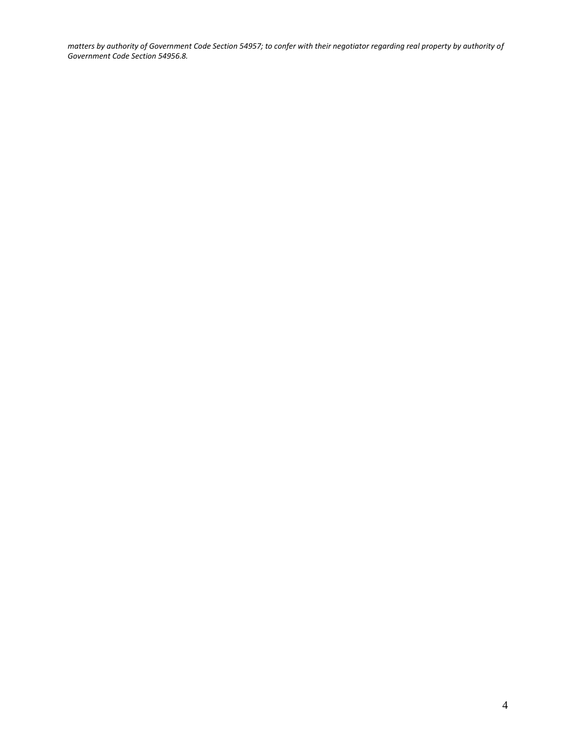*matters by authority of Government Code Section 54957; to confer with their negotiator regarding real property by authority of Government Code Section 54956.8.*